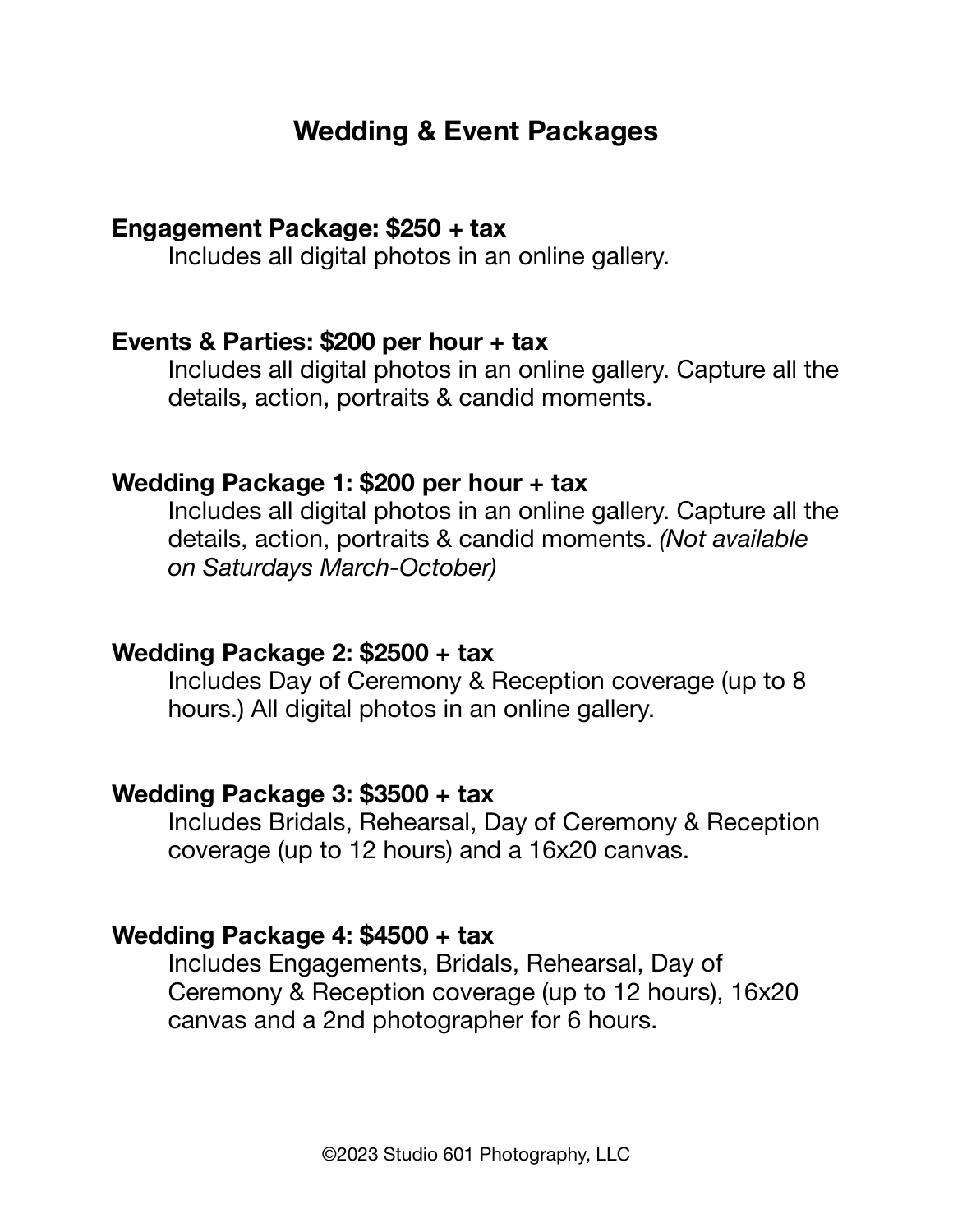# Wedding & Event Packages

**Engagement Package: $250 + tax**

Includes all digital photos in an online gallery.

**Events & Parties: $200 per hour + tax**

Includes all digital photos in an online gallery. Capture all the details, action, portraits & candid moments.

**Wedding Package 1: $200 per hour + tax**

Includes all digital photos in an online gallery. Capture all the details, action, portraits & candid moments. *(Not available on Saturdays March-October)*

**Wedding Package 2: $2500 + tax**

Includes Day of Ceremony & Reception coverage (up to 8 hours.) All digital photos in an online gallery.

**Wedding Package 3: $3500 + tax**

Includes Bridals, Rehearsal, Day of Ceremony & Reception coverage (up to 12 hours) and a 16x20 canvas.

**Wedding Package 4: $4500 + tax**

Includes Engagements, Bridals, Rehearsal, Day of Ceremony & Reception coverage (up to 12 hours), 16x20 canvas and a 2nd photographer for 6 hours.

©2023 Studio 601 Photography, LLC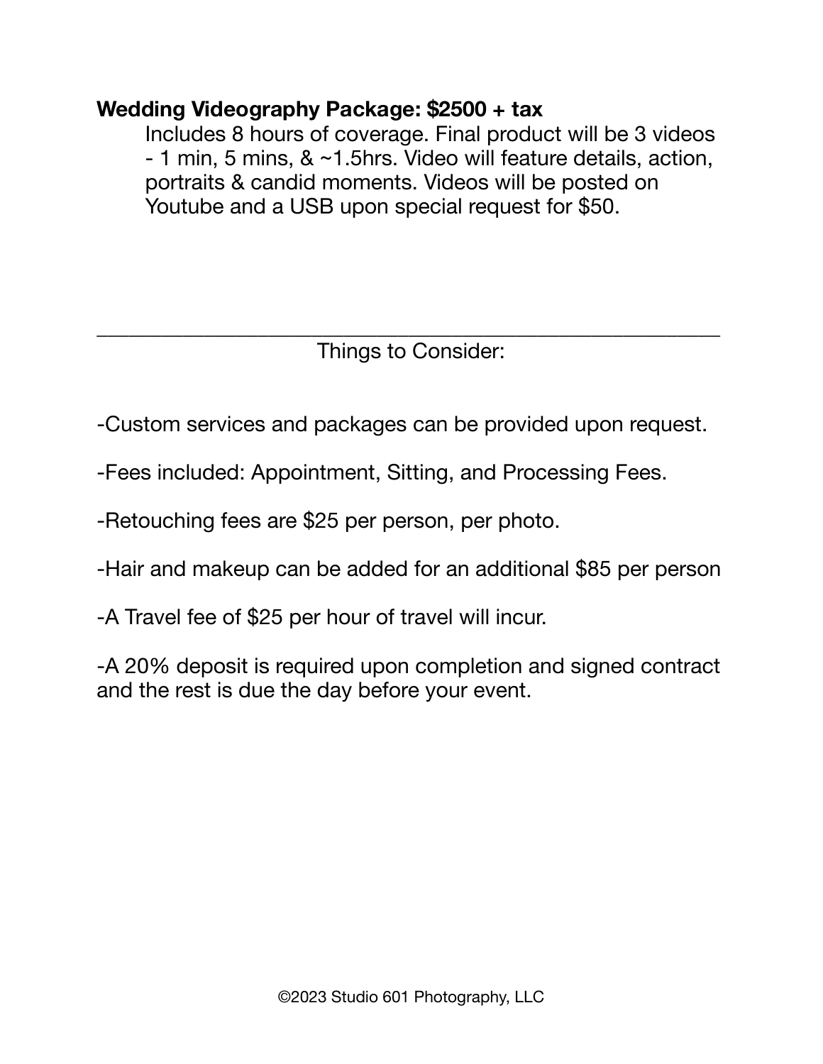**Wedding Videography Package: $2500 + tax**

Includes 8 hours of coverage. Final product will be 3 videos - 1 min, 5 mins, & ~1.5hrs. Video will feature details, action, portraits & candid moments. Videos will be posted on Youtube and a USB upon special request for $50.

---

Things to Consider:

-Custom services and packages can be provided upon request.

-Fees included: Appointment, Sitting, and Processing Fees.

-Retouching fees are $25 per person, per photo.

-Hair and makeup can be added for an additional $85 per person

-A Travel fee of $25 per hour of travel will incur.

-A 20% deposit is required upon completion and signed contract and the rest is due the day before your event.

©2023 Studio 601 Photography, LLC